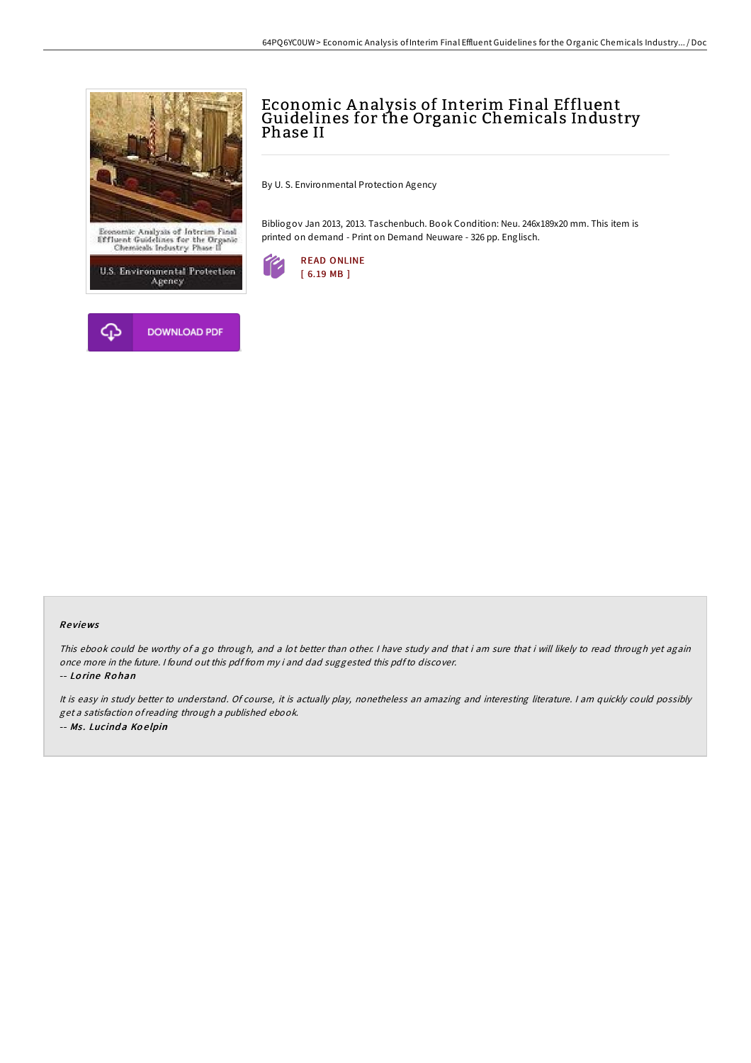# Economic Analysis of Interim Final Effluent Guidelines for the Organic Chemicals Industry Phase II

By U. S. Environmental Protection Agency

Bibliogov Jan 2013, 2013. Taschenbuch. Book Condition: Neu. 246x189x20 mm. This item is printed on demand - Print on Demand Neuware - 326 pp. Englisch.

READ ONLINE
[ 6.19 MB ]

DOWNLOAD PDF

### Reviews

*This ebook could be worthy of a go through, and a lot better than other. I have study and that i am sure that i will likely to read through yet again once more in the future. I found out this pdf from my i and dad suggested this pdf to discover.*

-- *Lorine Rohan*

*It is easy in study better to understand. Of course, it is actually play, nonetheless an amazing and interesting literature. I am quickly could possibly get a satisfaction of reading through a published ebook.*

-- *Ms. Lucinda Koelpin*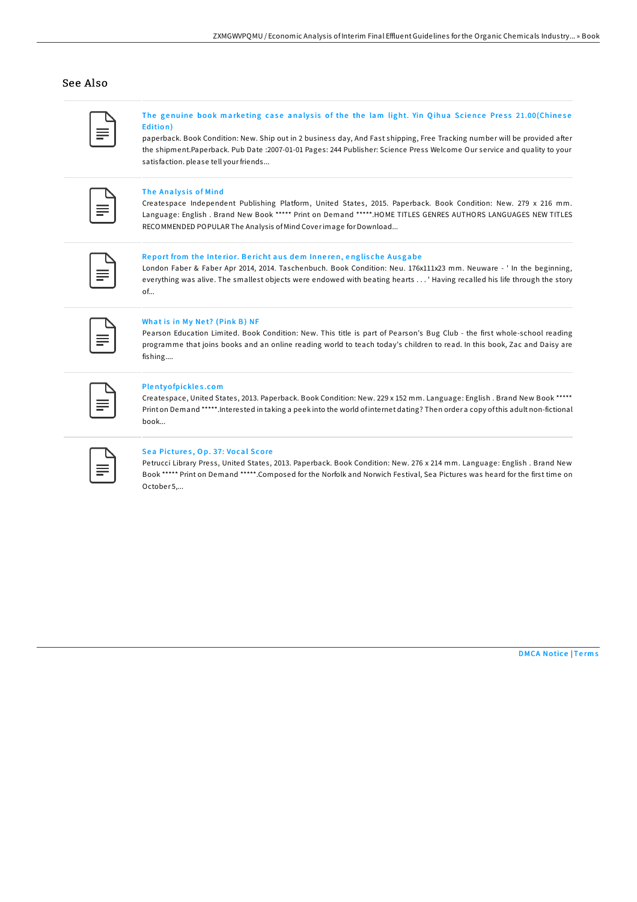## See Also

### The genuine book marketing case analysis of the the lam light. Yin Qihua Science Press 21.00(Chinese Edition)

paperback. Book Condition: New. Ship out in 2 business day, And Fast shipping, Free Tracking number will be provided after the shipment.Paperback. Pub Date :2007-01-01 Pages: 244 Publisher: Science Press Welcome Our service and quality to your satisfaction. please tell your friends...

### The Analysis of Mind

Createspace Independent Publishing Platform, United States, 2015. Paperback. Book Condition: New. 279 x 216 mm. Language: English . Brand New Book ***** Print on Demand *****.HOME TITLES GENRES AUTHORS LANGUAGES NEW TITLES RECOMMENDED POPULAR The Analysis of Mind Cover image for Download...

### Report from the Interior. Bericht aus dem Inneren, englische Ausgabe

London Faber & Faber Apr 2014, 2014. Taschenbuch. Book Condition: Neu. 176x111x23 mm. Neuware - ' In the beginning, everything was alive. The smallest objects were endowed with beating hearts . . . ' Having recalled his life through the story of...

### What is in My Net? (Pink B) NF

Pearson Education Limited. Book Condition: New. This title is part of Pearson's Bug Club - the first whole-school reading programme that joins books and an online reading world to teach today's children to read. In this book, Zac and Daisy are fishing....

### Plentyofpickles.com

Createspace, United States, 2013. Paperback. Book Condition: New. 229 x 152 mm. Language: English . Brand New Book ***** Print on Demand *****.Interested in taking a peek into the world of internet dating? Then order a copy of this adult non-fictional book...

### Sea Pictures, Op. 37: Vocal Score

Petrucci Library Press, United States, 2013. Paperback. Book Condition: New. 276 x 214 mm. Language: English . Brand New Book ***** Print on Demand *****.Composed for the Norfolk and Norwich Festival, Sea Pictures was heard for the first time on October 5,...